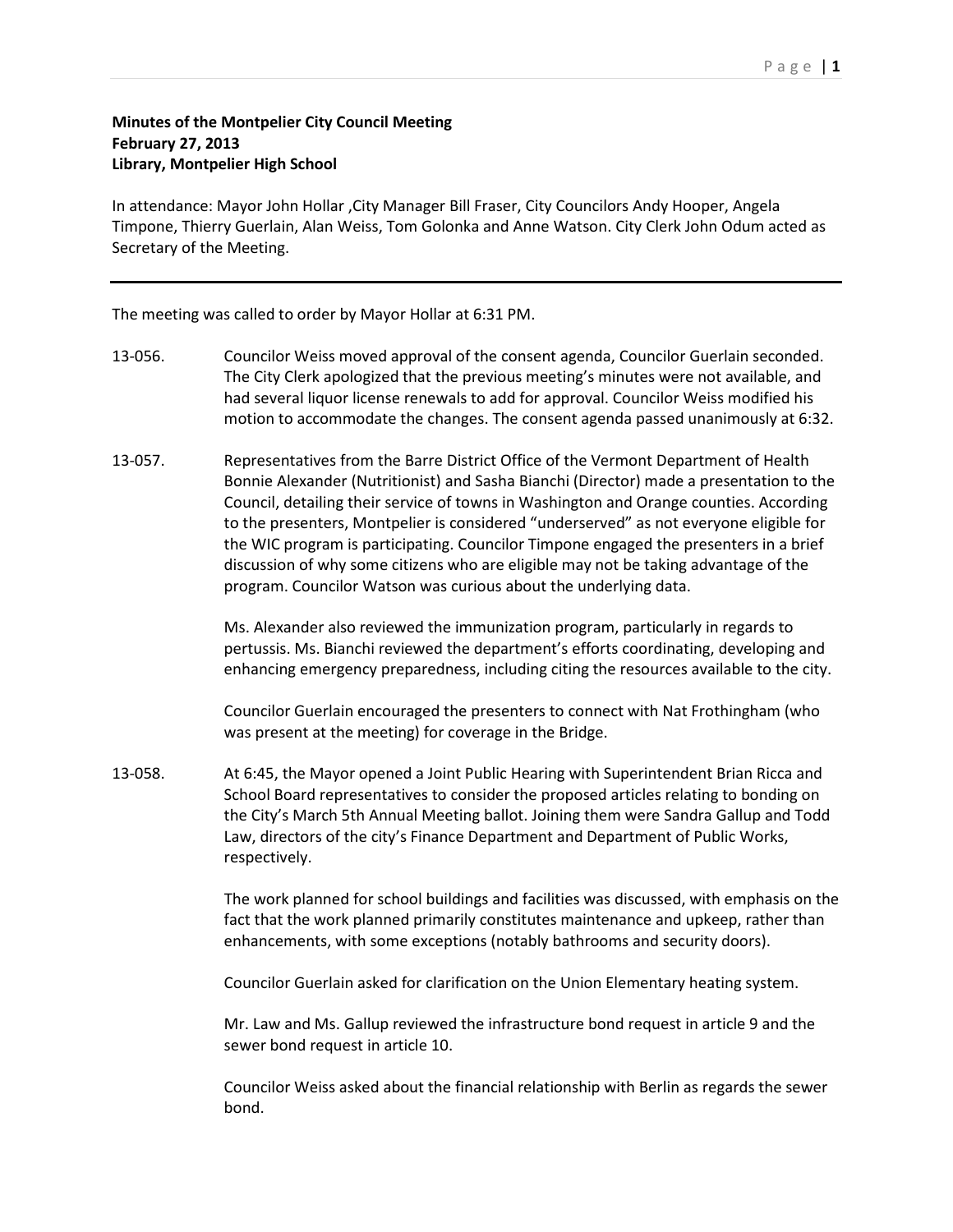**Minutes of the Montpelier City Council Meeting**
**February 27, 2013**
**Library, Montpelier High School**

In attendance: Mayor John Hollar ,City Manager Bill Fraser, City Councilors Andy Hooper, Angela Timpone, Thierry Guerlain, Alan Weiss, Tom Golonka and Anne Watson. City Clerk John Odum acted as Secretary of the Meeting.

---

The meeting was called to order by Mayor Hollar at 6:31 PM.

13-056. Councilor Weiss moved approval of the consent agenda, Councilor Guerlain seconded. The City Clerk apologized that the previous meeting's minutes were not available, and had several liquor license renewals to add for approval. Councilor Weiss modified his motion to accommodate the changes. The consent agenda passed unanimously at 6:32.

13-057. Representatives from the Barre District Office of the Vermont Department of Health Bonnie Alexander (Nutritionist) and Sasha Bianchi (Director) made a presentation to the Council, detailing their service of towns in Washington and Orange counties. According to the presenters, Montpelier is considered "underserved" as not everyone eligible for the WIC program is participating. Councilor Timpone engaged the presenters in a brief discussion of why some citizens who are eligible may not be taking advantage of the program. Councilor Watson was curious about the underlying data.

Ms. Alexander also reviewed the immunization program, particularly in regards to pertussis. Ms. Bianchi reviewed the department's efforts coordinating, developing and enhancing emergency preparedness, including citing the resources available to the city.

Councilor Guerlain encouraged the presenters to connect with Nat Frothingham (who was present at the meeting) for coverage in the Bridge.

13-058. At 6:45, the Mayor opened a Joint Public Hearing with Superintendent Brian Ricca and School Board representatives to consider the proposed articles relating to bonding on the City's March 5th Annual Meeting ballot. Joining them were Sandra Gallup and Todd Law, directors of the city's Finance Department and Department of Public Works, respectively.

The work planned for school buildings and facilities was discussed, with emphasis on the fact that the work planned primarily constitutes maintenance and upkeep, rather than enhancements, with some exceptions (notably bathrooms and security doors).

Councilor Guerlain asked for clarification on the Union Elementary heating system.

Mr. Law and Ms. Gallup reviewed the infrastructure bond request in article 9 and the sewer bond request in article 10.

Councilor Weiss asked about the financial relationship with Berlin as regards the sewer bond.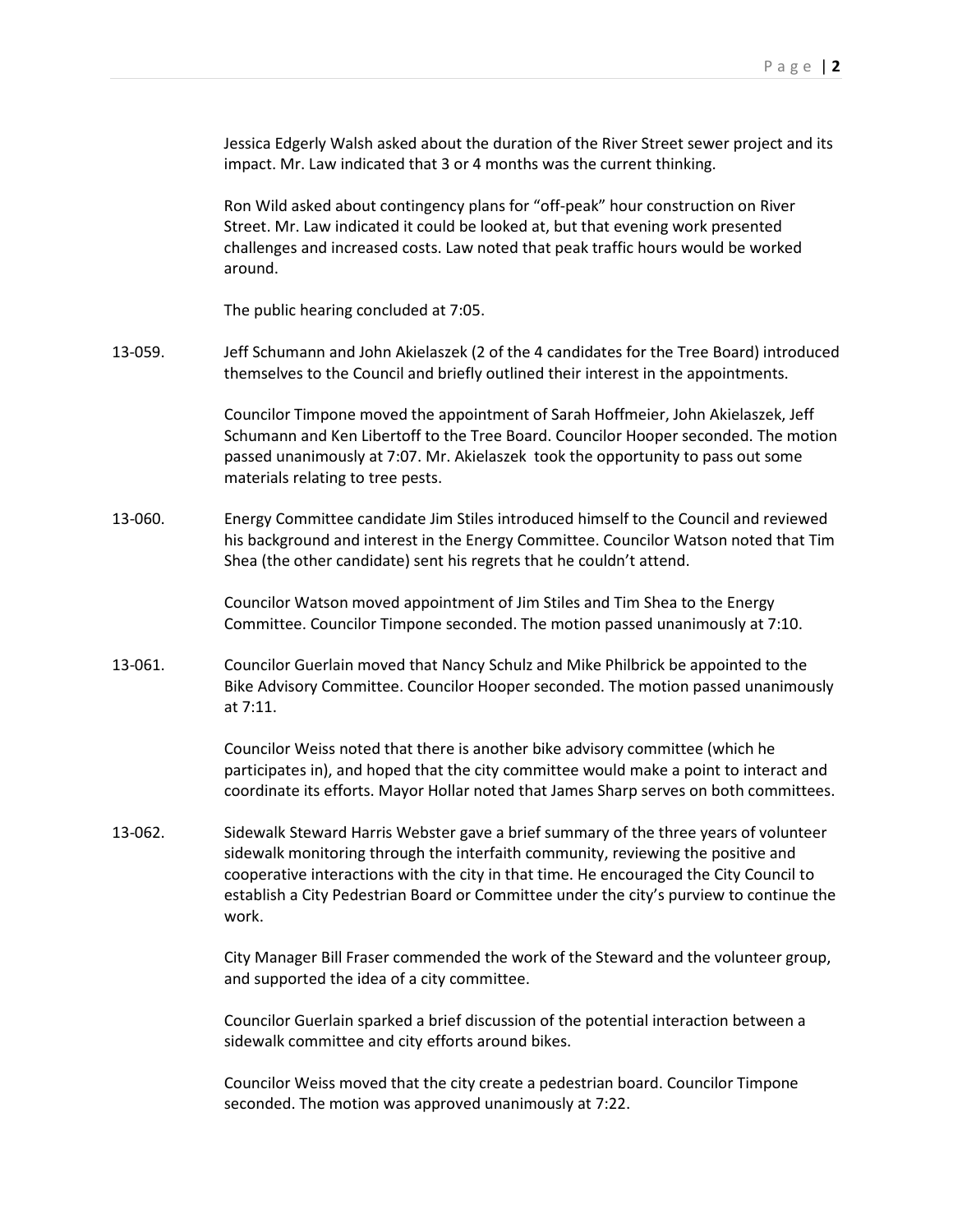Jessica Edgerly Walsh asked about the duration of the River Street sewer project and its impact. Mr. Law indicated that 3 or 4 months was the current thinking.

Ron Wild asked about contingency plans for "off-peak" hour construction on River Street. Mr. Law indicated it could be looked at, but that evening work presented challenges and increased costs. Law noted that peak traffic hours would be worked around.

The public hearing concluded at 7:05.

13-059. Jeff Schumann and John Akielaszek (2 of the 4 candidates for the Tree Board) introduced themselves to the Council and briefly outlined their interest in the appointments.

Councilor Timpone moved the appointment of Sarah Hoffmeier, John Akielaszek, Jeff Schumann and Ken Libertoff to the Tree Board. Councilor Hooper seconded. The motion passed unanimously at 7:07. Mr. Akielaszek took the opportunity to pass out some materials relating to tree pests.

13-060. Energy Committee candidate Jim Stiles introduced himself to the Council and reviewed his background and interest in the Energy Committee. Councilor Watson noted that Tim Shea (the other candidate) sent his regrets that he couldn't attend.

Councilor Watson moved appointment of Jim Stiles and Tim Shea to the Energy Committee. Councilor Timpone seconded. The motion passed unanimously at 7:10.

13-061. Councilor Guerlain moved that Nancy Schulz and Mike Philbrick be appointed to the Bike Advisory Committee. Councilor Hooper seconded. The motion passed unanimously at 7:11.

Councilor Weiss noted that there is another bike advisory committee (which he participates in), and hoped that the city committee would make a point to interact and coordinate its efforts. Mayor Hollar noted that James Sharp serves on both committees.

13-062. Sidewalk Steward Harris Webster gave a brief summary of the three years of volunteer sidewalk monitoring through the interfaith community, reviewing the positive and cooperative interactions with the city in that time. He encouraged the City Council to establish a City Pedestrian Board or Committee under the city's purview to continue the work.

City Manager Bill Fraser commended the work of the Steward and the volunteer group, and supported the idea of a city committee.

Councilor Guerlain sparked a brief discussion of the potential interaction between a sidewalk committee and city efforts around bikes.

Councilor Weiss moved that the city create a pedestrian board. Councilor Timpone seconded. The motion was approved unanimously at 7:22.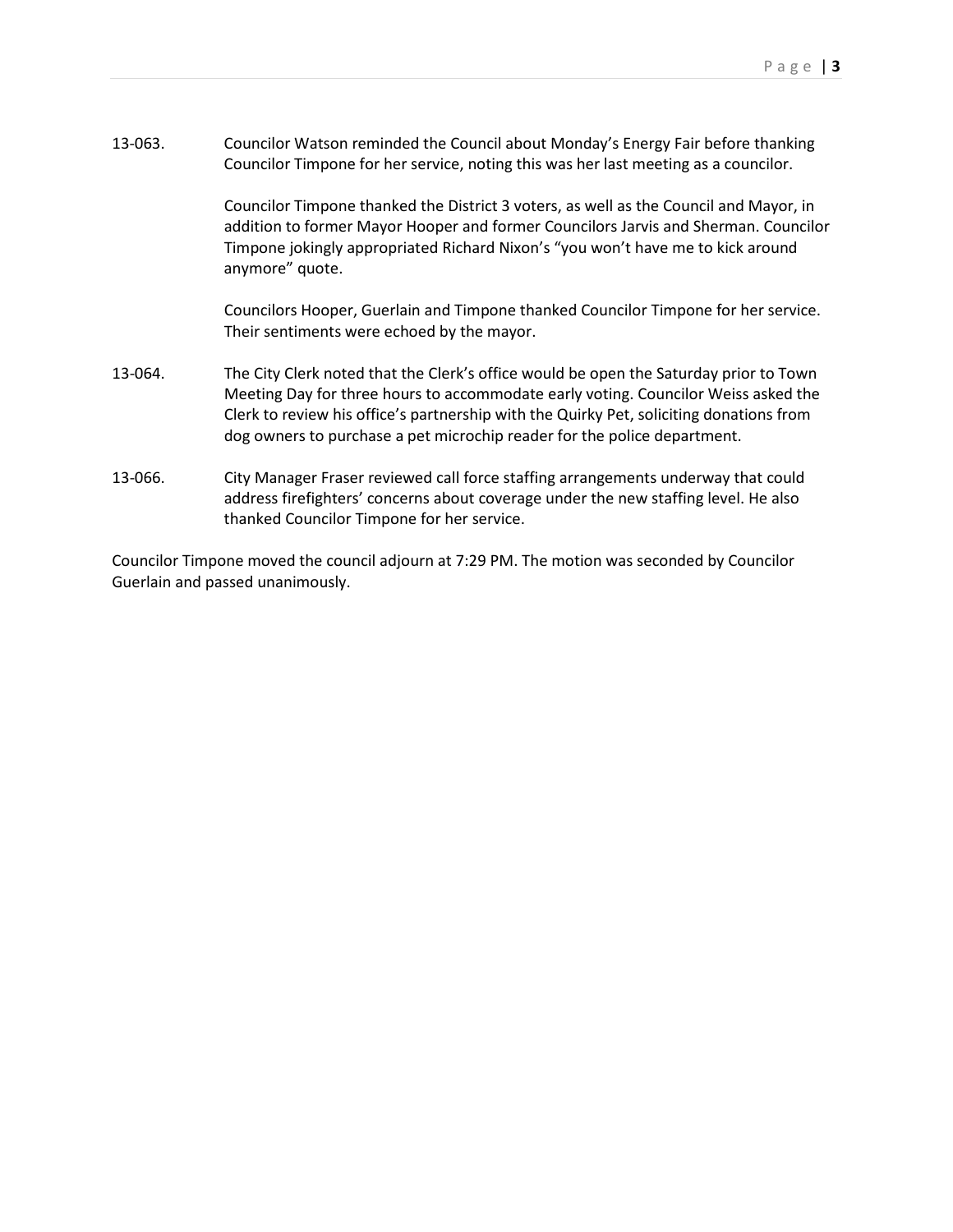13-063. Councilor Watson reminded the Council about Monday's Energy Fair before thanking Councilor Timpone for her service, noting this was her last meeting as a councilor.

Councilor Timpone thanked the District 3 voters, as well as the Council and Mayor, in addition to former Mayor Hooper and former Councilors Jarvis and Sherman. Councilor Timpone jokingly appropriated Richard Nixon's "you won't have me to kick around anymore" quote.

Councilors Hooper, Guerlain and Timpone thanked Councilor Timpone for her service. Their sentiments were echoed by the mayor.

13-064. The City Clerk noted that the Clerk's office would be open the Saturday prior to Town Meeting Day for three hours to accommodate early voting. Councilor Weiss asked the Clerk to review his office's partnership with the Quirky Pet, soliciting donations from dog owners to purchase a pet microchip reader for the police department.

13-066. City Manager Fraser reviewed call force staffing arrangements underway that could address firefighters' concerns about coverage under the new staffing level. He also thanked Councilor Timpone for her service.

Councilor Timpone moved the council adjourn at 7:29 PM. The motion was seconded by Councilor Guerlain and passed unanimously.